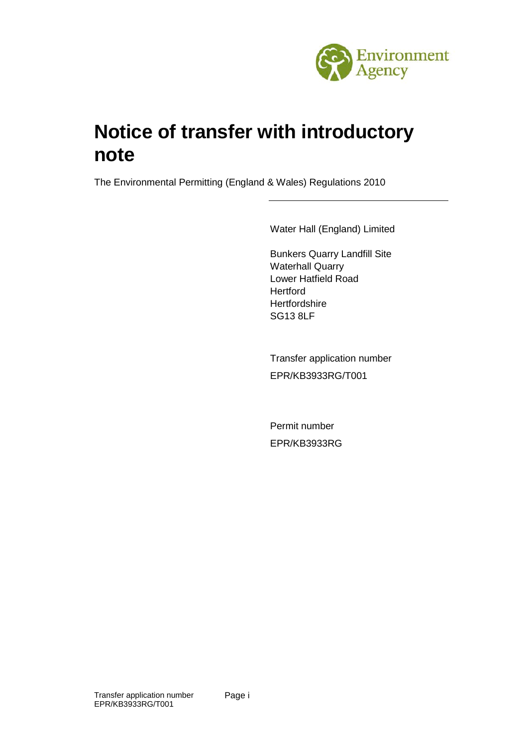# Notice of transfer with introductory note

The Environmental Permitting (England & Wales) Regulations 2010

---

Water Hall (England) Limited

Bunkers Quarry Landfill Site
Waterhall Quarry
Lower Hatfield Road
Hertford
Hertfordshire
SG13 8LF

Transfer application number

EPR/KB3933RG/T001

Permit number

EPR/KB3933RG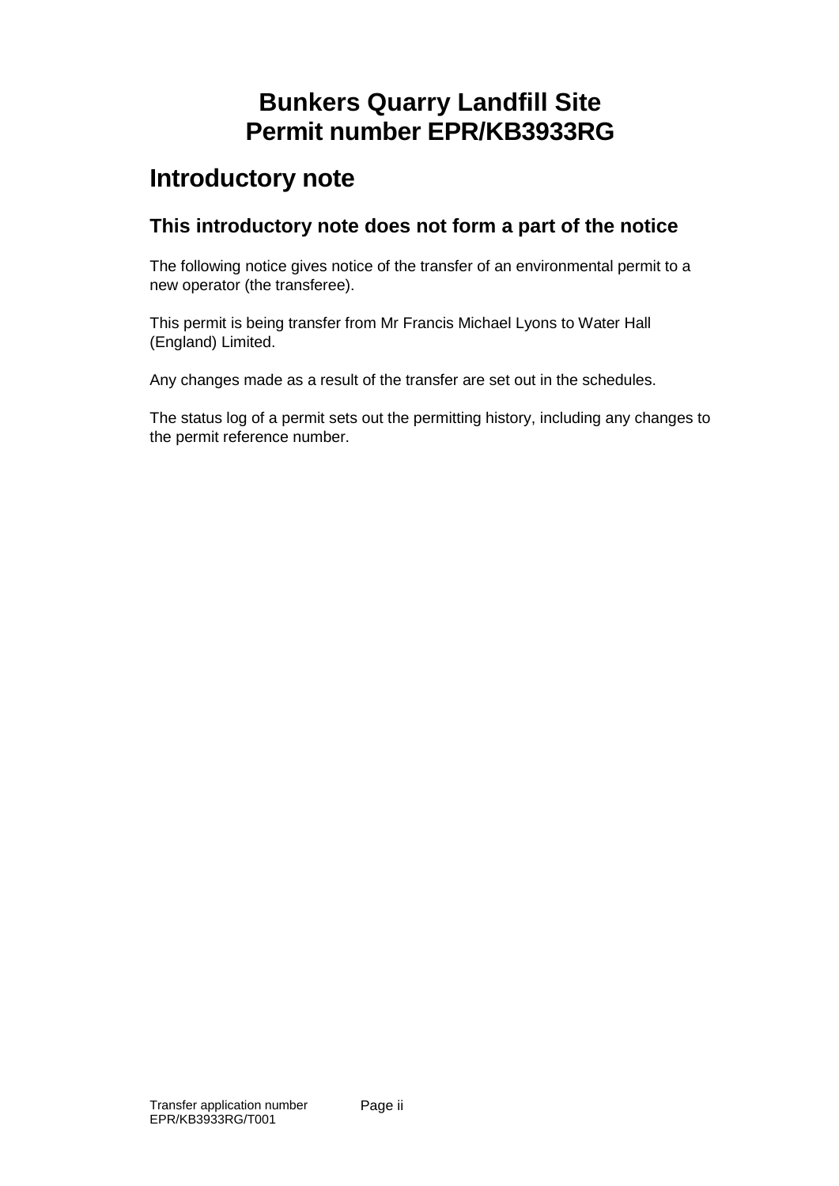# Bunkers Quarry Landfill Site
# Permit number EPR/KB3933RG

## Introductory note

### This introductory note does not form a part of the notice

The following notice gives notice of the transfer of an environmental permit to a new operator (the transferee).

This permit is being transfer from Mr Francis Michael Lyons to Water Hall (England) Limited.

Any changes made as a result of the transfer are set out in the schedules.

The status log of a permit sets out the permitting history, including any changes to the permit reference number.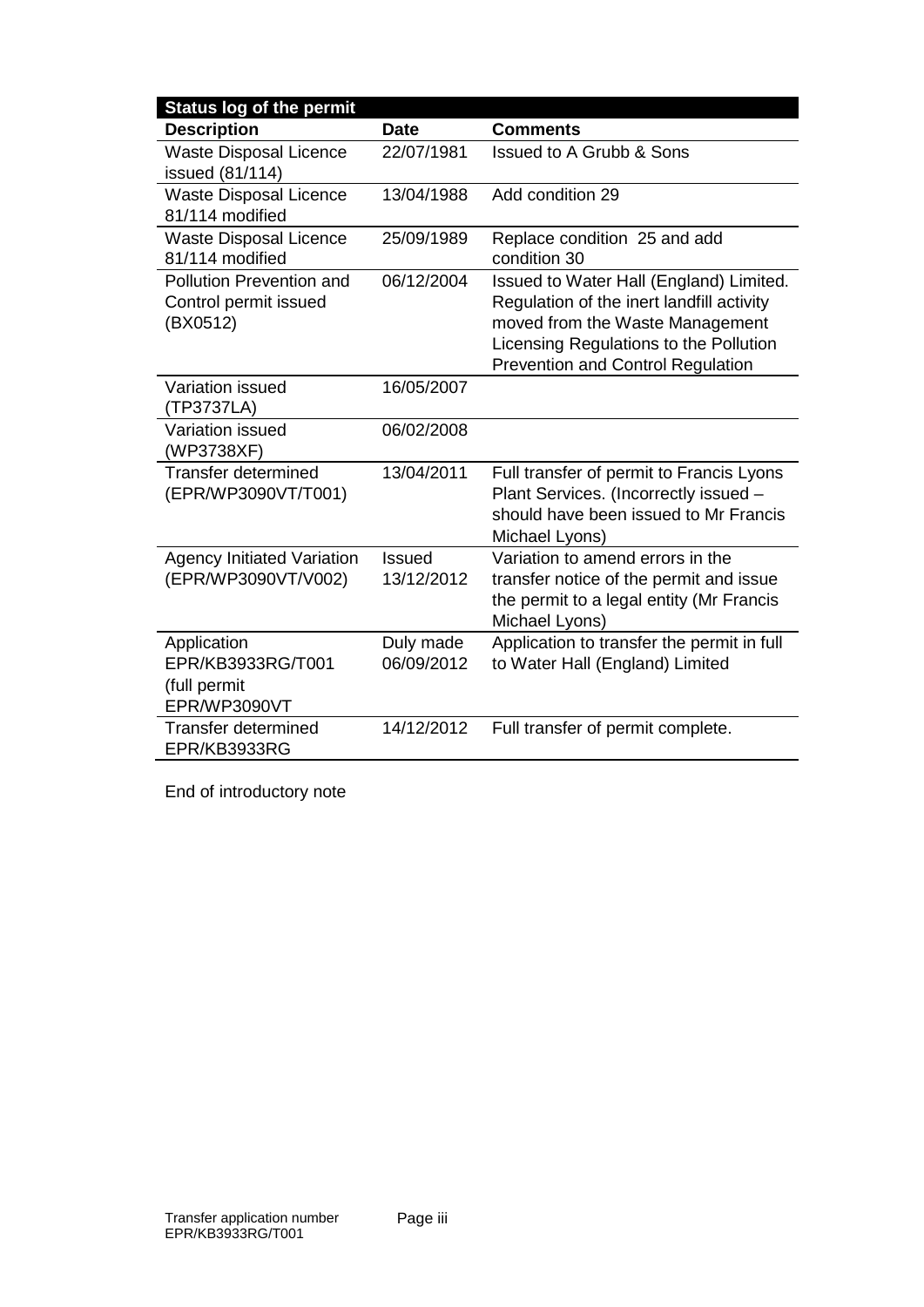| **Status log of the permit** | | |
|---|---|---|
| **Description** | **Date** | **Comments** |
| Waste Disposal Licence issued (81/114) | 22/07/1981 | Issued to A Grubb & Sons |
| Waste Disposal Licence 81/114 modified | 13/04/1988 | Add condition 29 |
| Waste Disposal Licence 81/114 modified | 25/09/1989 | Replace condition 25 and add condition 30 |
| Pollution Prevention and Control permit issued (BX0512) | 06/12/2004 | Issued to Water Hall (England) Limited. Regulation of the inert landfill activity moved from the Waste Management Licensing Regulations to the Pollution Prevention and Control Regulation |
| Variation issued (TP3737LA) | 16/05/2007 | |
| Variation issued (WP3738XF) | 06/02/2008 | |
| Transfer determined (EPR/WP3090VT/T001) | 13/04/2011 | Full transfer of permit to Francis Lyons Plant Services. (Incorrectly issued – should have been issued to Mr Francis Michael Lyons) |
| Agency Initiated Variation (EPR/WP3090VT/V002) | Issued 13/12/2012 | Variation to amend errors in the transfer notice of the permit and issue the permit to a legal entity (Mr Francis Michael Lyons) |
| Application EPR/KB3933RG/T001 (full permit EPR/WP3090VT | Duly made 06/09/2012 | Application to transfer the permit in full to Water Hall (England) Limited |
| Transfer determined EPR/KB3933RG | 14/12/2012 | Full transfer of permit complete. |

End of introductory note

Transfer application number EPR/KB3933RG/T001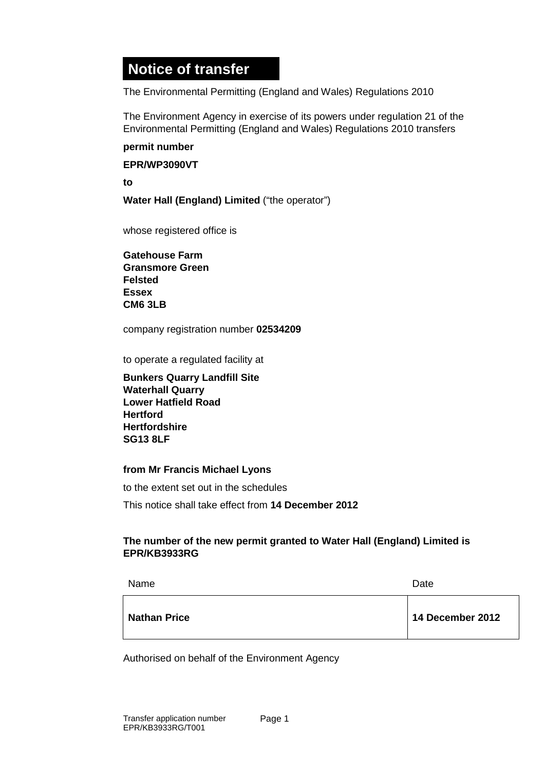# Notice of transfer

The Environmental Permitting (England and Wales) Regulations 2010

The Environment Agency in exercise of its powers under regulation 21 of the Environmental Permitting (England and Wales) Regulations 2010 transfers

**permit number**

**EPR/WP3090VT**

**to**

**Water Hall (England) Limited** ("the operator")

whose registered office is

**Gatehouse Farm**
**Gransmore Green**
**Felsted**
**Essex**
**CM6 3LB**

company registration number **02534209**

to operate a regulated facility at

**Bunkers Quarry Landfill Site**
**Waterhall Quarry**
**Lower Hatfield Road**
**Hertford**
**Hertfordshire**
**SG13 8LF**

**from Mr Francis Michael Lyons**

to the extent set out in the schedules

This notice shall take effect from **14 December 2012**

**The number of the new permit granted to Water Hall (England) Limited is EPR/KB3933RG**

| Name | Date |
|---|---|
| **Nathan Price** | **14 December 2012** |

Authorised on behalf of the Environment Agency

Transfer application number
EPR/KB3933RG/T001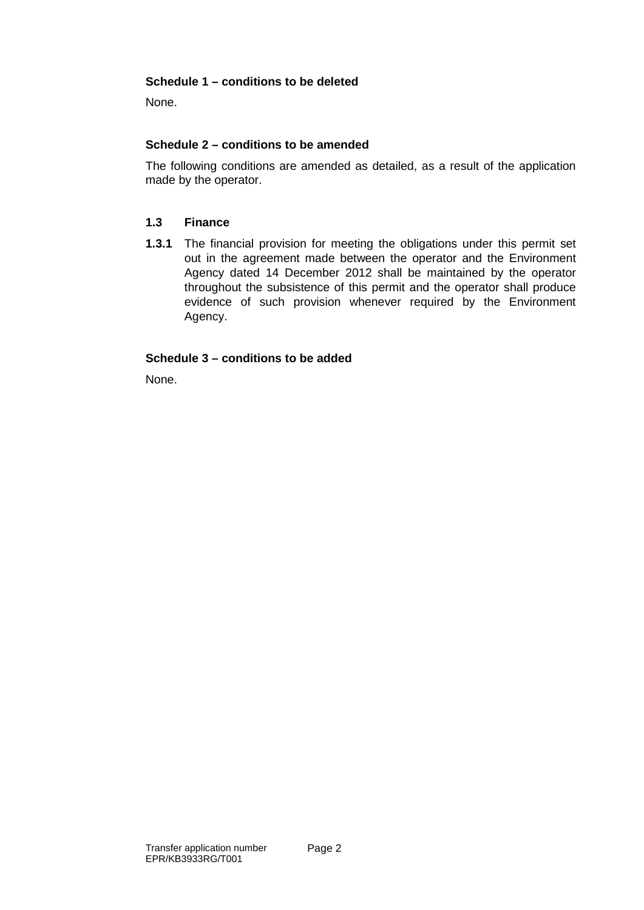### Schedule 1 – conditions to be deleted

None.

### Schedule 2 – conditions to be amended

The following conditions are amended as detailed, as a result of the application made by the operator.

#### 1.3 Finance

**1.3.1** The financial provision for meeting the obligations under this permit set out in the agreement made between the operator and the Environment Agency dated 14 December 2012 shall be maintained by the operator throughout the subsistence of this permit and the operator shall produce evidence of such provision whenever required by the Environment Agency.

### Schedule 3 – conditions to be added

None.